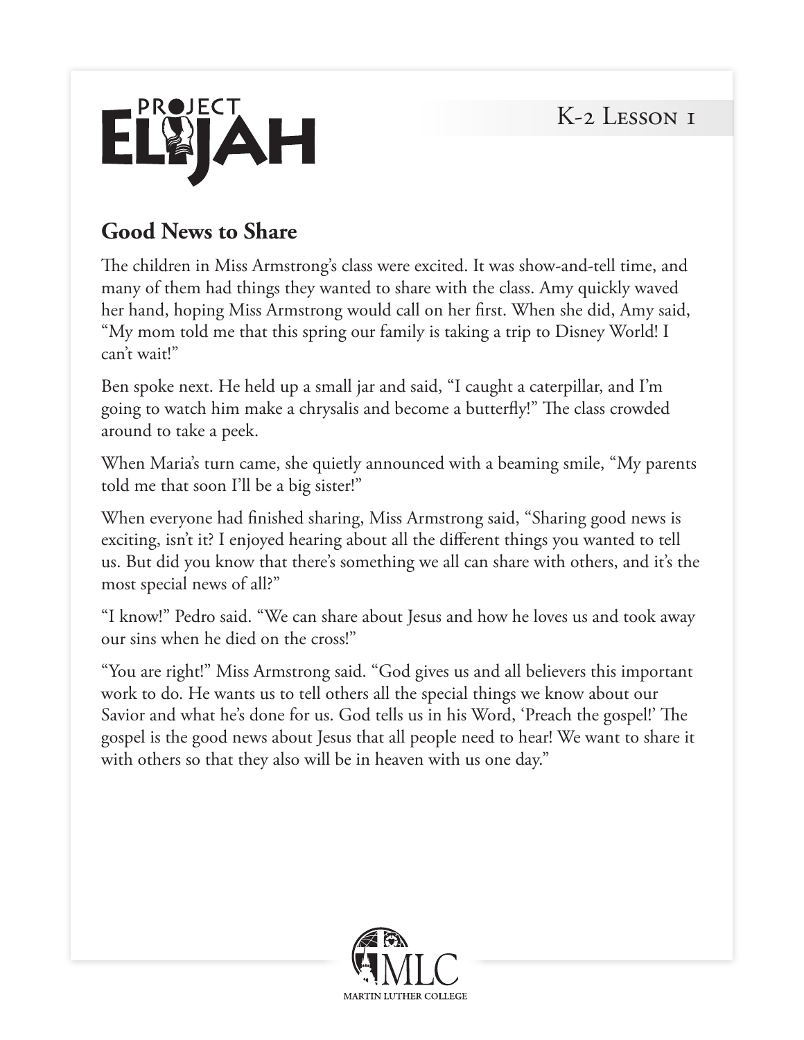# PROJECT ELIJAH

K-2 Lesson 1

## Good News to Share

The children in Miss Armstrong's class were excited. It was show-and-tell time, and many of them had things they wanted to share with the class. Amy quickly waved her hand, hoping Miss Armstrong would call on her first. When she did, Amy said, "My mom told me that this spring our family is taking a trip to Disney World! I can't wait!"

Ben spoke next. He held up a small jar and said, "I caught a caterpillar, and I'm going to watch him make a chrysalis and become a butterfly!" The class crowded around to take a peek.

When Maria's turn came, she quietly announced with a beaming smile, "My parents told me that soon I'll be a big sister!"

When everyone had finished sharing, Miss Armstrong said, "Sharing good news is exciting, isn't it? I enjoyed hearing about all the different things you wanted to tell us. But did you know that there's something we all can share with others, and it's the most special news of all?"

"I know!" Pedro said. "We can share about Jesus and how he loves us and took away our sins when he died on the cross!"

"You are right!" Miss Armstrong said. "God gives us and all believers this important work to do. He wants us to tell others all the special things we know about our Savior and what he's done for us. God tells us in his Word, 'Preach the gospel!' The gospel is the good news about Jesus that all people need to hear! We want to share it with others so that they also will be in heaven with us one day."

MLC
MARTIN LUTHER COLLEGE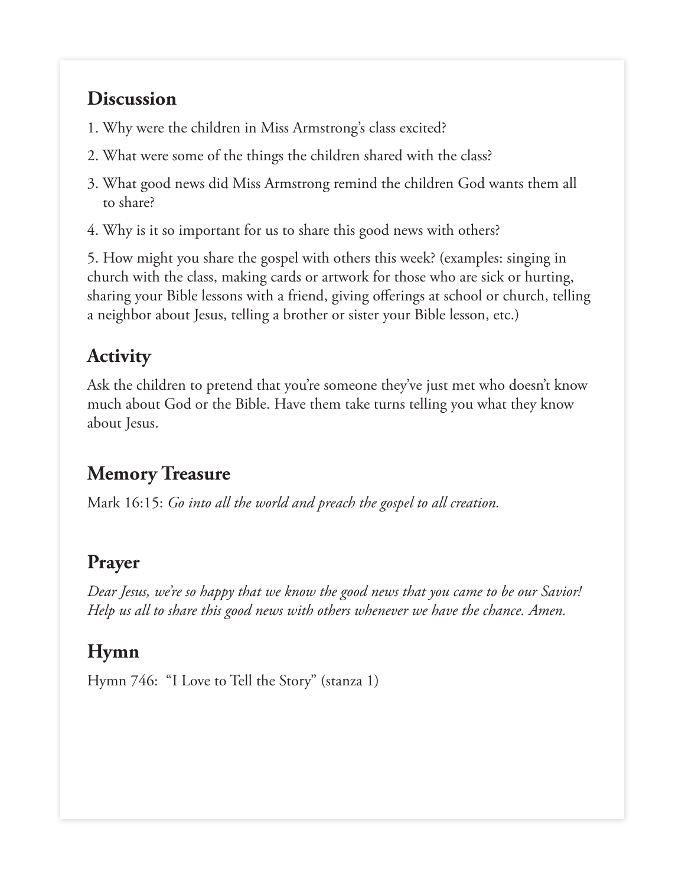## Discussion

1. Why were the children in Miss Armstrong's class excited?
2. What were some of the things the children shared with the class?
3. What good news did Miss Armstrong remind the children God wants them all to share?
4. Why is it so important for us to share this good news with others?
5. How might you share the gospel with others this week? (examples: singing in church with the class, making cards or artwork for those who are sick or hurting, sharing your Bible lessons with a friend, giving offerings at school or church, telling a neighbor about Jesus, telling a brother or sister your Bible lesson, etc.)

## Activity

Ask the children to pretend that you're someone they've just met who doesn't know much about God or the Bible. Have them take turns telling you what they know about Jesus.

## Memory Treasure

Mark 16:15: *Go into all the world and preach the gospel to all creation.*

## Prayer

*Dear Jesus, we're so happy that we know the good news that you came to be our Savior! Help us all to share this good news with others whenever we have the chance. Amen.*

## Hymn

Hymn 746: "I Love to Tell the Story" (stanza 1)